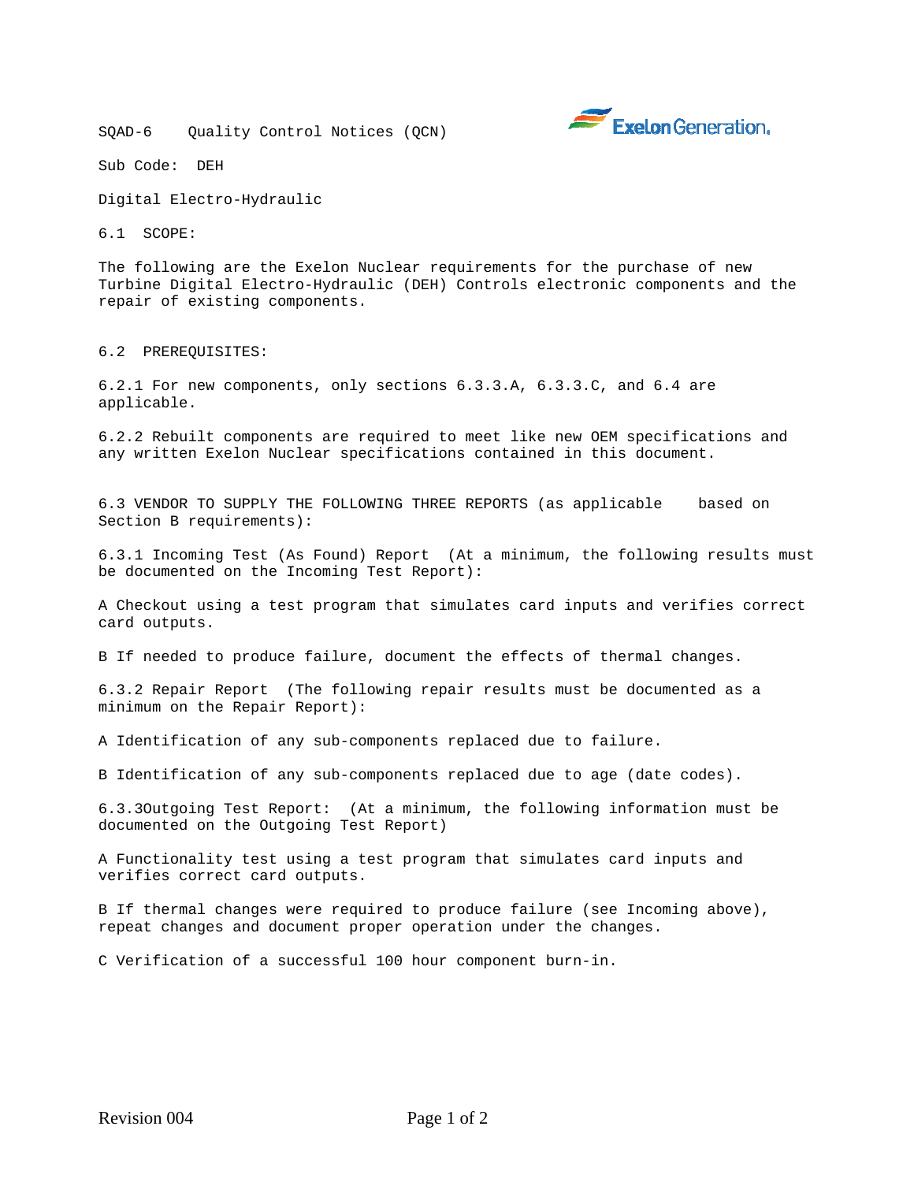SQAD-6 Quality Control Notices (QCN)

Sub Code: DEH

Digital Electro-Hydraulic

## 6.1 SCOPE:

The following are the Exelon Nuclear requirements for the purchase of new Turbine Digital Electro-Hydraulic (DEH) Controls electronic components and the repair of existing components.

## 6.2 PREREQUISITES:

6.2.1 For new components, only sections 6.3.3.A, 6.3.3.C, and 6.4 are applicable.

6.2.2 Rebuilt components are required to meet like new OEM specifications and any written Exelon Nuclear specifications contained in this document.

## 6.3 VENDOR TO SUPPLY THE FOLLOWING THREE REPORTS (as applicable based on Section B requirements):

6.3.1 Incoming Test (As Found) Report (At a minimum, the following results must be documented on the Incoming Test Report):

A Checkout using a test program that simulates card inputs and verifies correct card outputs.

B If needed to produce failure, document the effects of thermal changes.

6.3.2 Repair Report (The following repair results must be documented as a minimum on the Repair Report):

A Identification of any sub-components replaced due to failure.

B Identification of any sub-components replaced due to age (date codes).

6.3.3Outgoing Test Report: (At a minimum, the following information must be documented on the Outgoing Test Report)

A Functionality test using a test program that simulates card inputs and verifies correct card outputs.

B If thermal changes were required to produce failure (see Incoming above), repeat changes and document proper operation under the changes.

C Verification of a successful 100 hour component burn-in.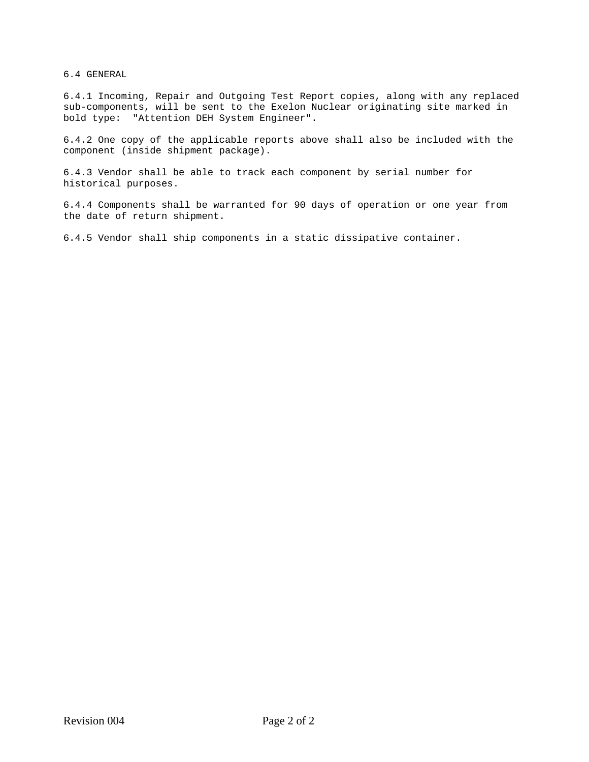## 6.4 GENERAL

6.4.1 Incoming, Repair and Outgoing Test Report copies, along with any replaced sub-components, will be sent to the Exelon Nuclear originating site marked in bold type: "Attention DEH System Engineer".

6.4.2 One copy of the applicable reports above shall also be included with the component (inside shipment package).

6.4.3 Vendor shall be able to track each component by serial number for historical purposes.

6.4.4 Components shall be warranted for 90 days of operation or one year from the date of return shipment.

6.4.5 Vendor shall ship components in a static dissipative container.

Revision 004